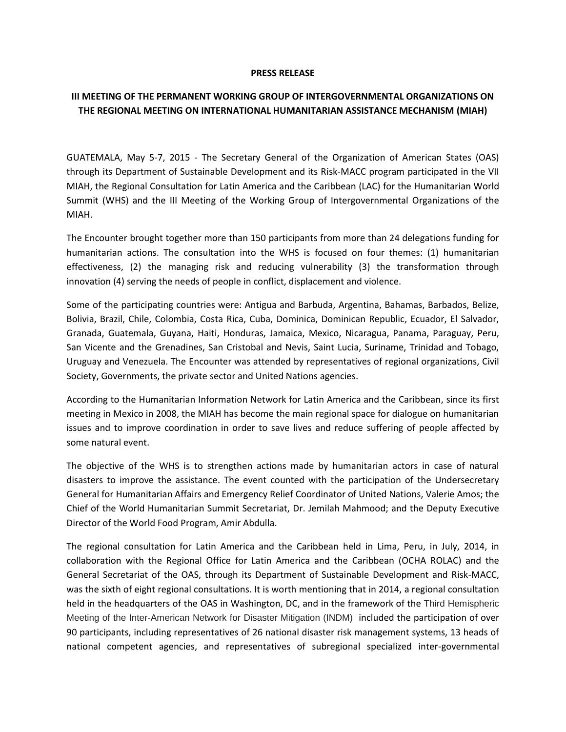**PRESS RELEASE**

**III MEETING OF THE PERMANENT WORKING GROUP OF INTERGOVERNMENTAL ORGANIZATIONS ON THE REGIONAL MEETING ON INTERNATIONAL HUMANITARIAN ASSISTANCE MECHANISM (MIAH)**

GUATEMALA, May 5-7, 2015 - The Secretary General of the Organization of American States (OAS) through its Department of Sustainable Development and its Risk-MACC program participated in the VII MIAH, the Regional Consultation for Latin America and the Caribbean (LAC) for the Humanitarian World Summit (WHS) and the III Meeting of the Working Group of Intergovernmental Organizations of the MIAH.

The Encounter brought together more than 150 participants from more than 24 delegations funding for humanitarian actions. The consultation into the WHS is focused on four themes: (1) humanitarian effectiveness, (2) the managing risk and reducing vulnerability (3) the transformation through innovation (4) serving the needs of people in conflict, displacement and violence.

Some of the participating countries were: Antigua and Barbuda, Argentina, Bahamas, Barbados, Belize, Bolivia, Brazil, Chile, Colombia, Costa Rica, Cuba, Dominica, Dominican Republic, Ecuador, El Salvador, Granada, Guatemala, Guyana, Haiti, Honduras, Jamaica, Mexico, Nicaragua, Panama, Paraguay, Peru, San Vicente and the Grenadines, San Cristobal and Nevis, Saint Lucia, Suriname, Trinidad and Tobago, Uruguay and Venezuela. The Encounter was attended by representatives of regional organizations, Civil Society, Governments, the private sector and United Nations agencies.

According to the Humanitarian Information Network for Latin America and the Caribbean, since its first meeting in Mexico in 2008, the MIAH has become the main regional space for dialogue on humanitarian issues and to improve coordination in order to save lives and reduce suffering of people affected by some natural event.

The objective of the WHS is to strengthen actions made by humanitarian actors in case of natural disasters to improve the assistance. The event counted with the participation of the Undersecretary General for Humanitarian Affairs and Emergency Relief Coordinator of United Nations, Valerie Amos; the Chief of the World Humanitarian Summit Secretariat, Dr. Jemilah Mahmood; and the Deputy Executive Director of the World Food Program, Amir Abdulla.

The regional consultation for Latin America and the Caribbean held in Lima, Peru, in July, 2014, in collaboration with the Regional Office for Latin America and the Caribbean (OCHA ROLAC) and the General Secretariat of the OAS, through its Department of Sustainable Development and Risk-MACC, was the sixth of eight regional consultations. It is worth mentioning that in 2014, a regional consultation held in the headquarters of the OAS in Washington, DC, and in the framework of the Third Hemispheric Meeting of the Inter-American Network for Disaster Mitigation (INDM) included the participation of over 90 participants, including representatives of 26 national disaster risk management systems, 13 heads of national competent agencies, and representatives of subregional specialized inter-governmental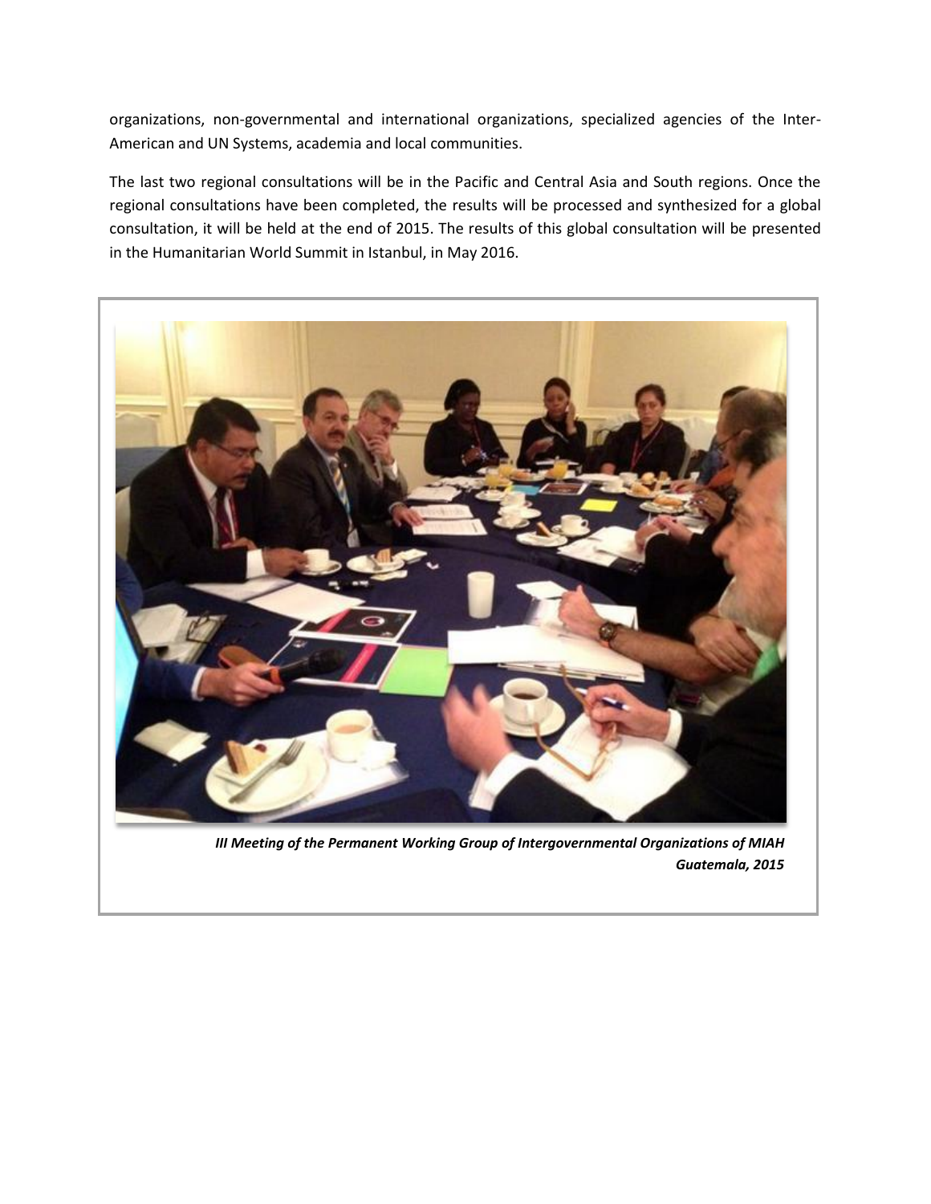organizations, non-governmental and international organizations, specialized agencies of the Inter-American and UN Systems, academia and local communities.

The last two regional consultations will be in the Pacific and Central Asia and South regions. Once the regional consultations have been completed, the results will be processed and synthesized for a global consultation, it will be held at the end of 2015. The results of this global consultation will be presented in the Humanitarian World Summit in Istanbul, in May 2016.

***III Meeting of the Permanent Working Group of Intergovernmental Organizations of MIAH***
***Guatemala, 2015***